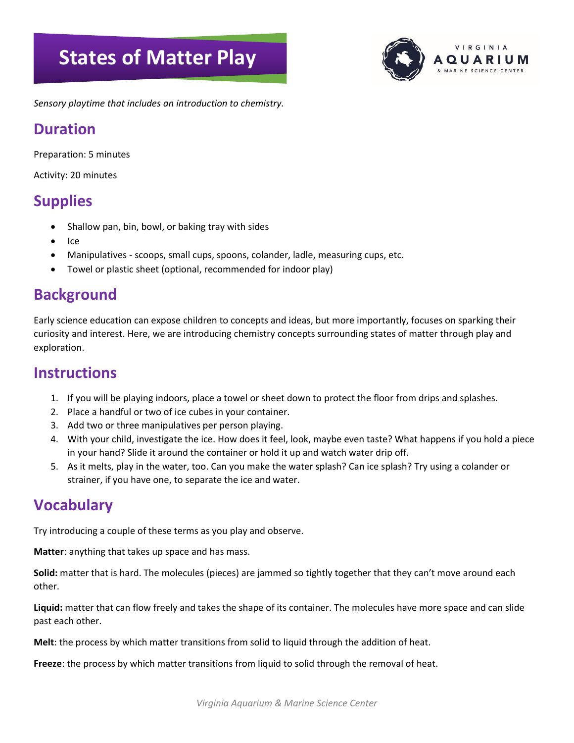# States of Matter Play

*Sensory playtime that includes an introduction to chemistry.*

## Duration

Preparation: 5 minutes

Activity: 20 minutes

## Supplies

- Shallow pan, bin, bowl, or baking tray with sides
- Ice
- Manipulatives - scoops, small cups, spoons, colander, ladle, measuring cups, etc.
- Towel or plastic sheet (optional, recommended for indoor play)

## Background

Early science education can expose children to concepts and ideas, but more importantly, focuses on sparking their curiosity and interest. Here, we are introducing chemistry concepts surrounding states of matter through play and exploration.

## Instructions

1. If you will be playing indoors, place a towel or sheet down to protect the floor from drips and splashes.
2. Place a handful or two of ice cubes in your container.
3. Add two or three manipulatives per person playing.
4. With your child, investigate the ice. How does it feel, look, maybe even taste? What happens if you hold a piece in your hand? Slide it around the container or hold it up and watch water drip off.
5. As it melts, play in the water, too. Can you make the water splash? Can ice splash? Try using a colander or strainer, if you have one, to separate the ice and water.

## Vocabulary

Try introducing a couple of these terms as you play and observe.

**Matter**: anything that takes up space and has mass.

**Solid:** matter that is hard. The molecules (pieces) are jammed so tightly together that they can't move around each other.

**Liquid:** matter that can flow freely and takes the shape of its container. The molecules have more space and can slide past each other.

**Melt**: the process by which matter transitions from solid to liquid through the addition of heat.

**Freeze**: the process by which matter transitions from liquid to solid through the removal of heat.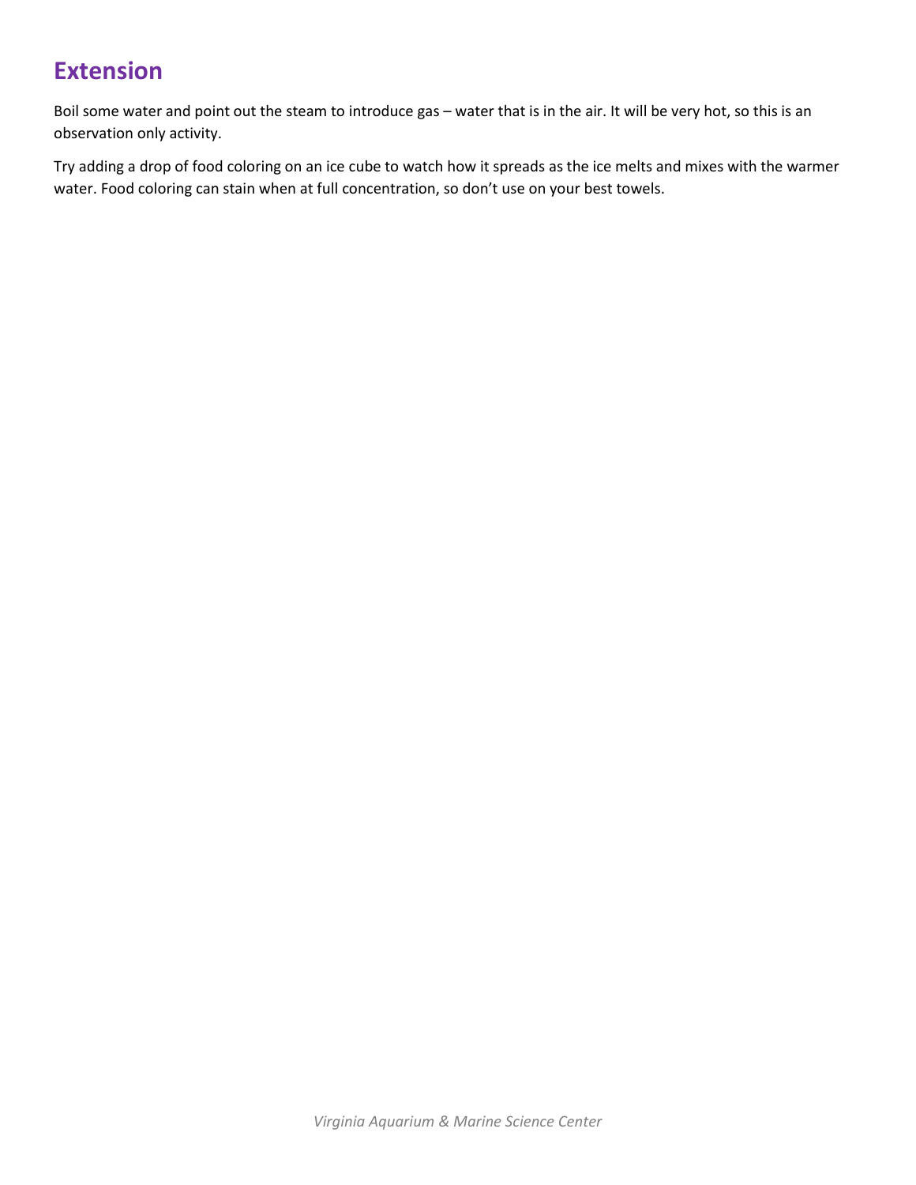## Extension

Boil some water and point out the steam to introduce gas – water that is in the air. It will be very hot, so this is an observation only activity.

Try adding a drop of food coloring on an ice cube to watch how it spreads as the ice melts and mixes with the warmer water. Food coloring can stain when at full concentration, so don't use on your best towels.